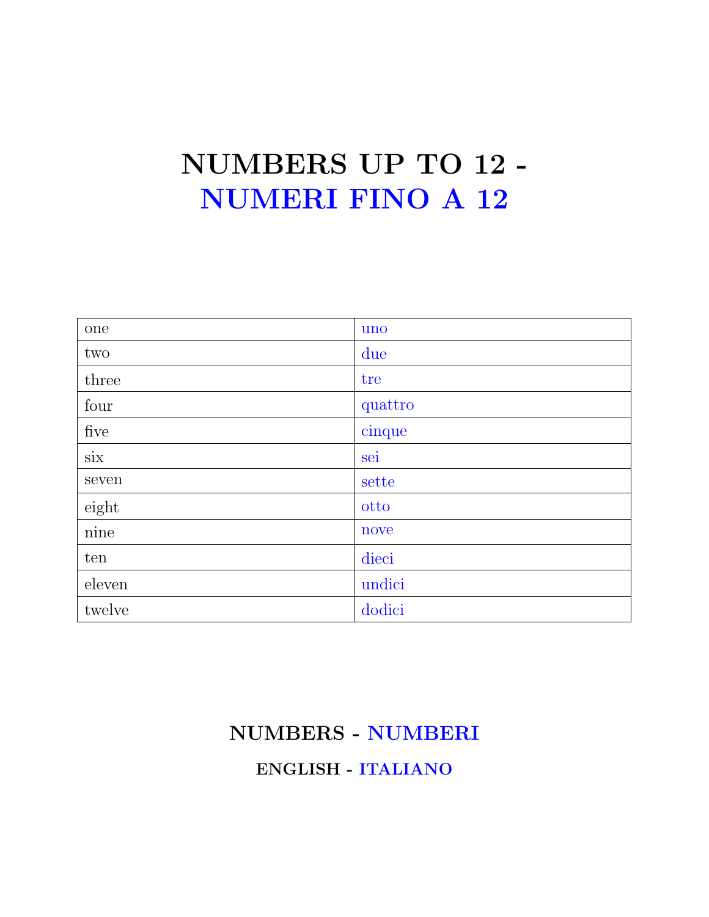# NUMBERS UP TO 12 - NUMERI FINO A 12

| one | uno |
|---|---|
| two | due |
| three | tre |
| four | quattro |
| five | cinque |
| six | sei |
| seven | sette |
| eight | otto |
| nine | nove |
| ten | dieci |
| eleven | undici |
| twelve | dodici |

### NUMBERS - NUMBERI

#### ENGLISH - ITALIANO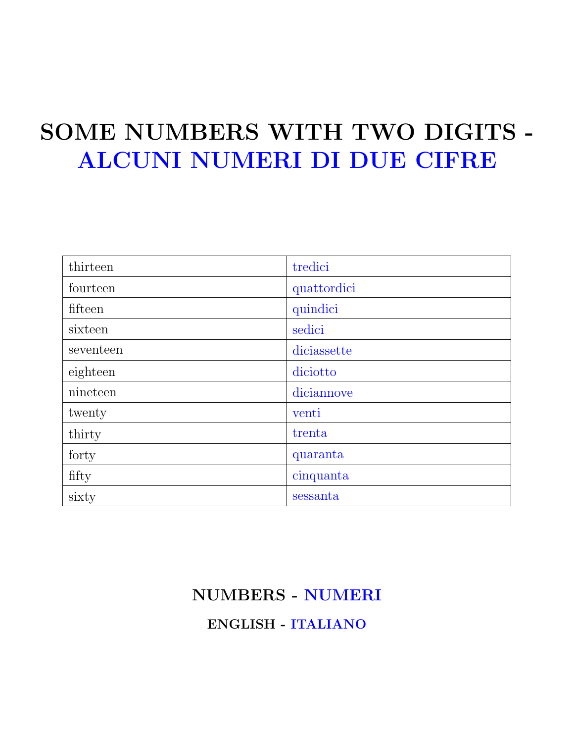# SOME NUMBERS WITH TWO DIGITS - ALCUNI NUMERI DI DUE CIFRE

| | |
|---|---|
| thirteen | tredici |
| fourteen | quattordici |
| fifteen | quindici |
| sixteen | sedici |
| seventeen | diciassette |
| eighteen | diciotto |
| nineteen | diciannove |
| twenty | venti |
| thirty | trenta |
| forty | quaranta |
| fifty | cinquanta |
| sixty | sessanta |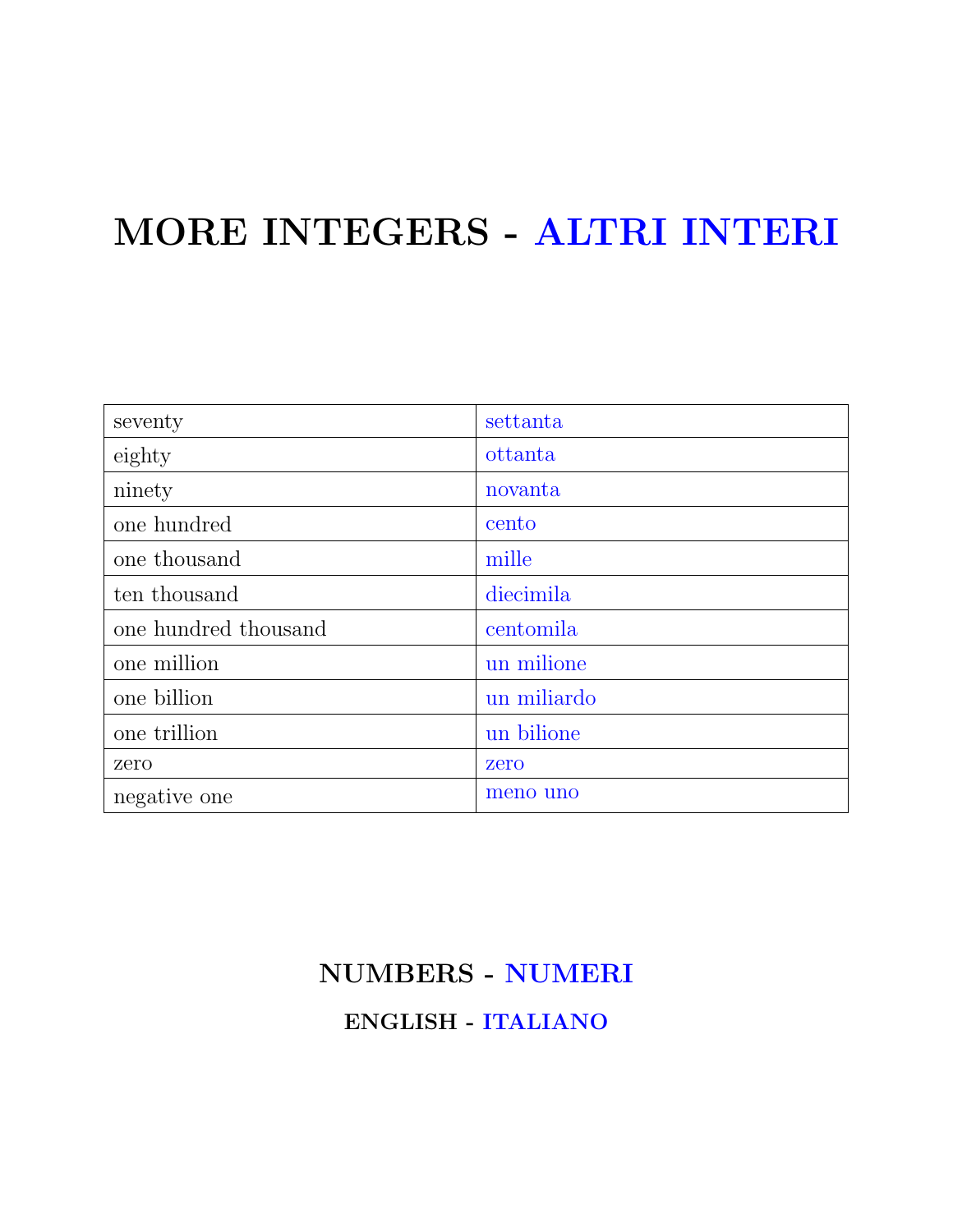# MORE INTEGERS - ALTRI INTERI

| | |
|---|---|
| seventy | settanta |
| eighty | ottanta |
| ninety | novanta |
| one hundred | cento |
| one thousand | mille |
| ten thousand | diecimila |
| one hundred thousand | centomila |
| one million | un milione |
| one billion | un miliardo |
| one trillion | un bilione |
| zero | zero |
| negative one | meno uno |

## NUMBERS - NUMERI

### ENGLISH - ITALIANO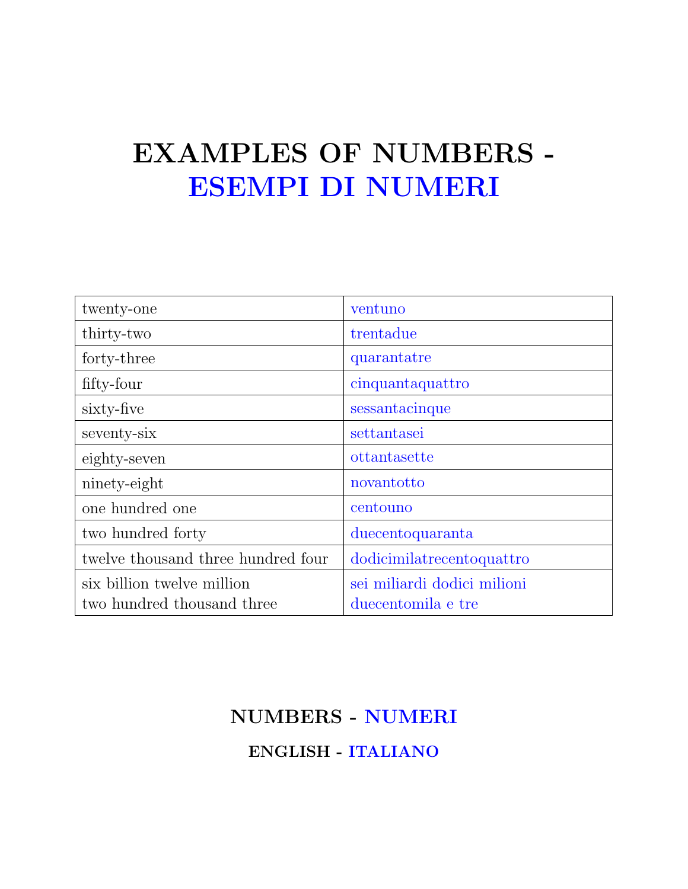# EXAMPLES OF NUMBERS - ESEMPI DI NUMERI

| | |
|---|---|
| twenty-one | ventuno |
| thirty-two | trentadue |
| forty-three | quarantatre |
| fifty-four | cinquantaquattro |
| sixty-five | sessantacinque |
| seventy-six | settantasei |
| eighty-seven | ottantasette |
| ninety-eight | novantotto |
| one hundred one | centouno |
| two hundred forty | duecentoquaranta |
| twelve thousand three hundred four | dodicimilatrecentoquattro |
| six billion twelve million two hundred thousand three | sei miliardi dodici milioni duecentomila e tre |

## NUMBERS - NUMERI

### ENGLISH - ITALIANO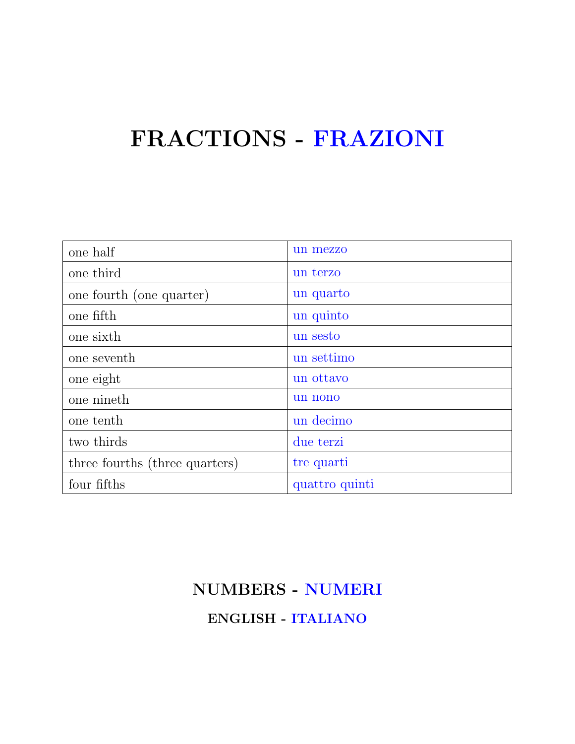# FRACTIONS - FRAZIONI

| one half | un mezzo |
|---|---|
| one third | un terzo |
| one fourth (one quarter) | un quarto |
| one fifth | un quinto |
| one sixth | un sesto |
| one seventh | un settimo |
| one eight | un ottavo |
| one nineth | un nono |
| one tenth | un decimo |
| two thirds | due terzi |
| three fourths (three quarters) | tre quarti |
| four fifths | quattro quinti |

## NUMBERS - NUMERI

### ENGLISH - ITALIANO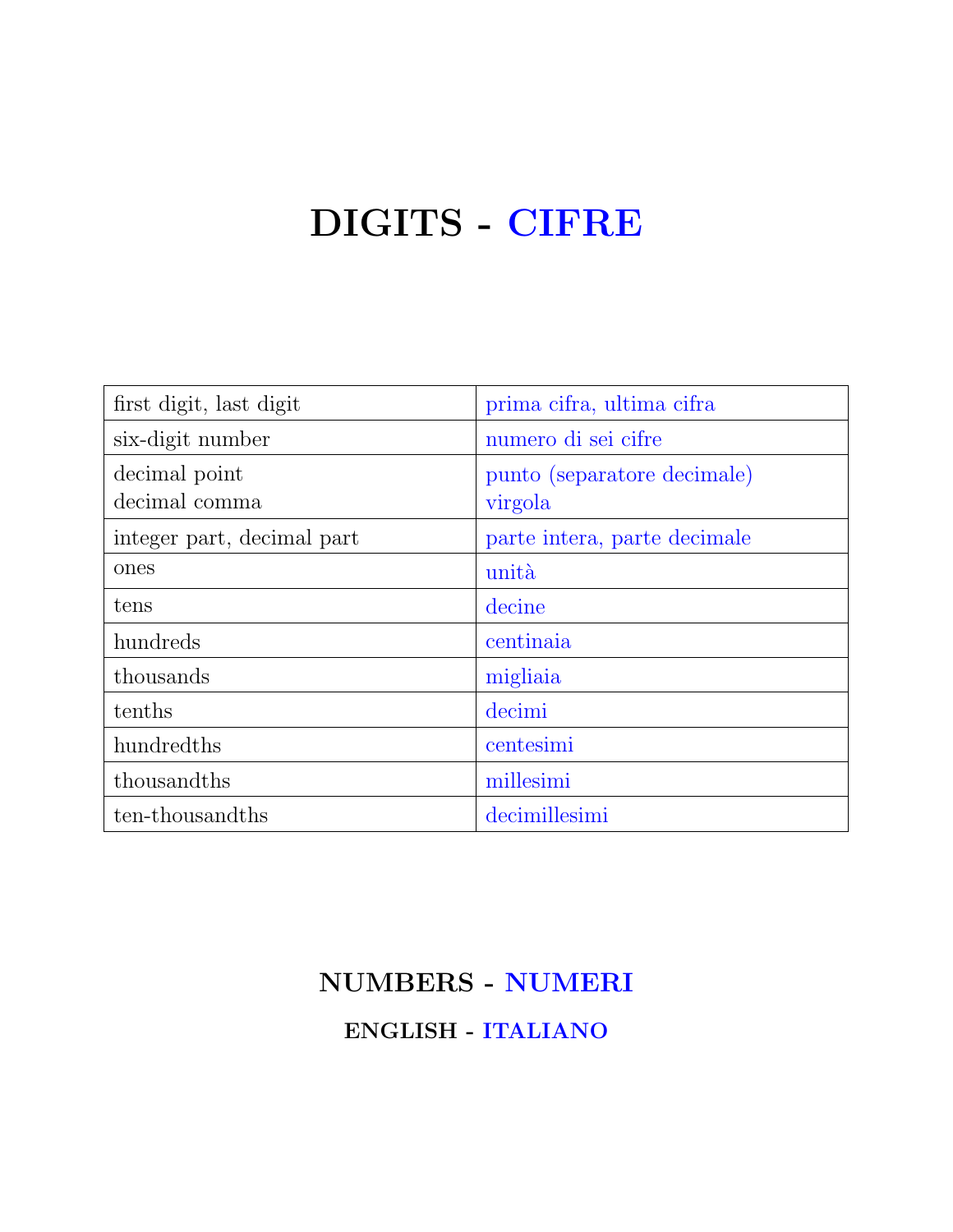# DIGITS - CIFRE

| | |
|---|---|
| first digit, last digit | prima cifra, ultima cifra |
| six-digit number | numero di sei cifre |
| decimal point<br>decimal comma | punto (separatore decimale)<br>virgola |
| integer part, decimal part | parte intera, parte decimale |
| ones | unità |
| tens | decine |
| hundreds | centinaia |
| thousands | migliaia |
| tenths | decimi |
| hundredths | centesimi |
| thousandths | millesimi |
| ten-thousandths | decimillesimi |

## NUMBERS - NUMERI

### ENGLISH - ITALIANO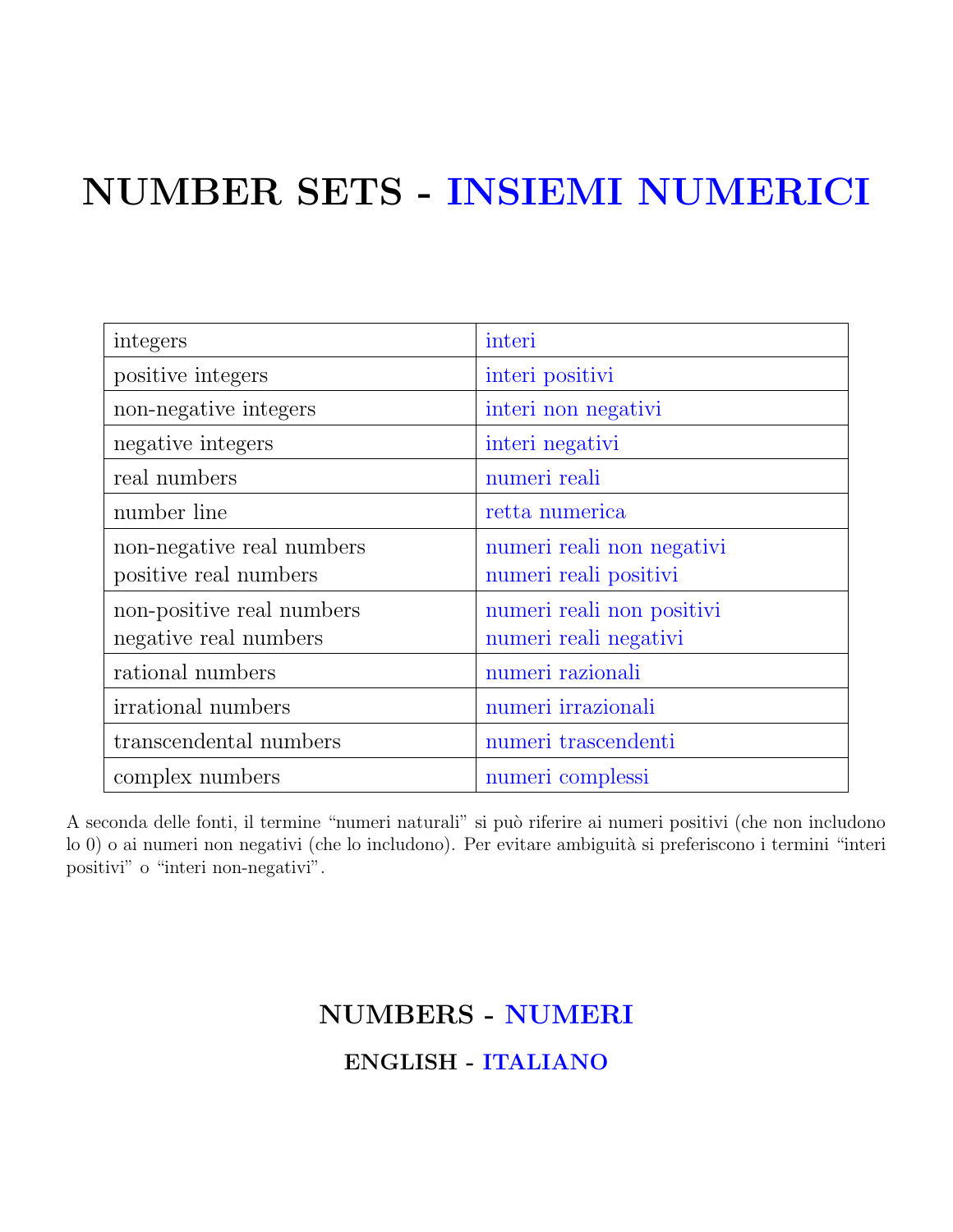# NUMBER SETS - INSIEMI NUMERICI

| | |
|---|---|
| integers | interi |
| positive integers | interi positivi |
| non-negative integers | interi non negativi |
| negative integers | interi negativi |
| real numbers | numeri reali |
| number line | retta numerica |
| non-negative real numbers<br>positive real numbers | numeri reali non negativi<br>numeri reali positivi |
| non-positive real numbers<br>negative real numbers | numeri reali non positivi<br>numeri reali negativi |
| rational numbers | numeri razionali |
| irrational numbers | numeri irrazionali |
| transcendental numbers | numeri trascendenti |
| complex numbers | numeri complessi |

A seconda delle fonti, il termine "numeri naturali" si può riferire ai numeri positivi (che non includono lo 0) o ai numeri non negativi (che lo includono). Per evitare ambiguità si preferiscono i termini "interi positivi" o "interi non-negativi".

## NUMBERS - NUMERI

### ENGLISH - ITALIANO